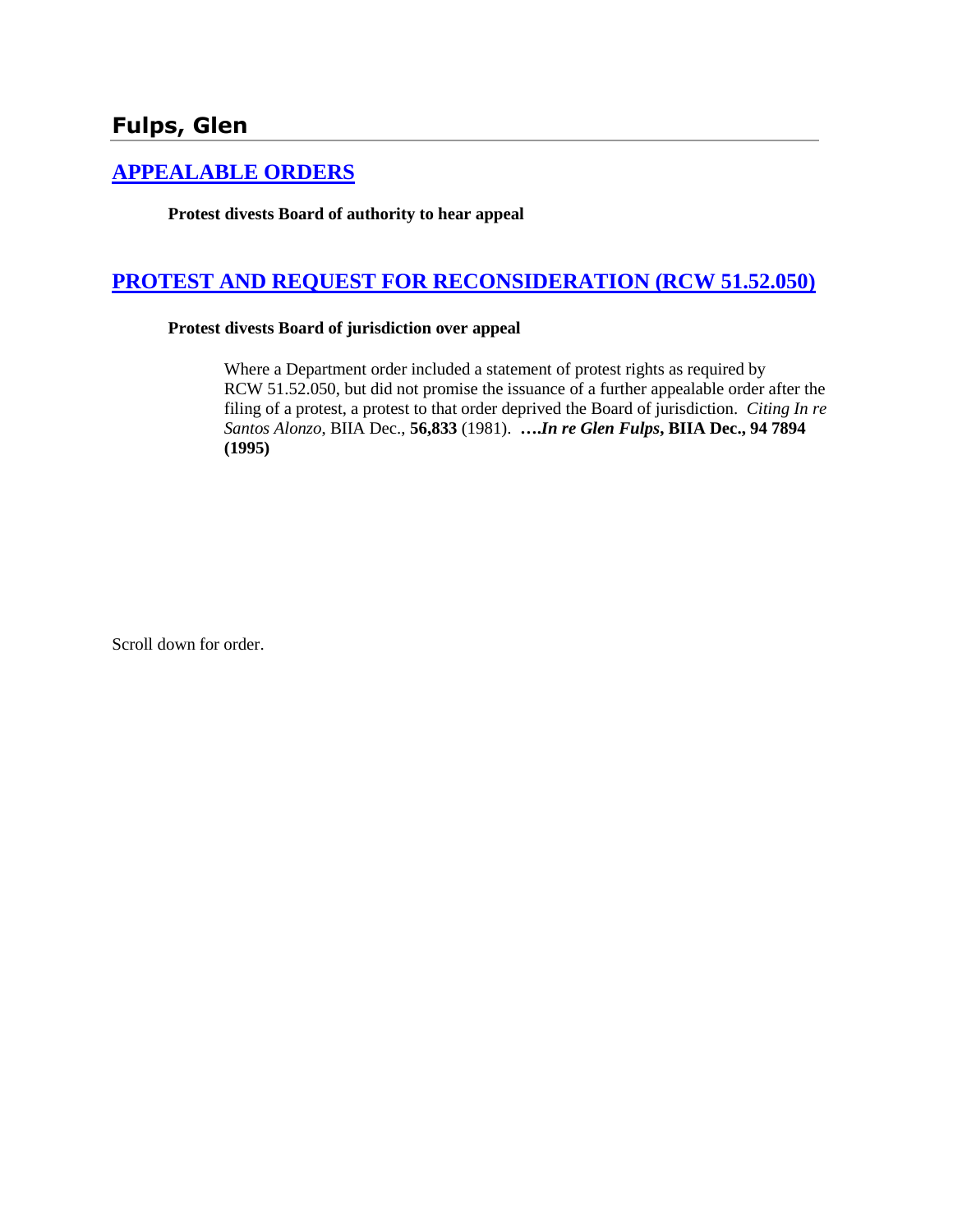# Fulps, Glen

## [APPEALABLE ORDERS]

**Protest divests Board of authority to hear appeal**

## [PROTEST AND REQUEST FOR RECONSIDERATION (RCW 51.52.050)]

**Protest divests Board of jurisdiction over appeal**

> Where a Department order included a statement of protest rights as required by RCW 51.52.050, but did not promise the issuance of a further appealable order after the filing of a protest, a protest to that order deprived the Board of jurisdiction. *Citing In re Santos Alonzo*, BIIA Dec., **56,833** (1981). **….*In re Glen Fulps*, BIIA Dec., 94 7894 (1995)**

Scroll down for order.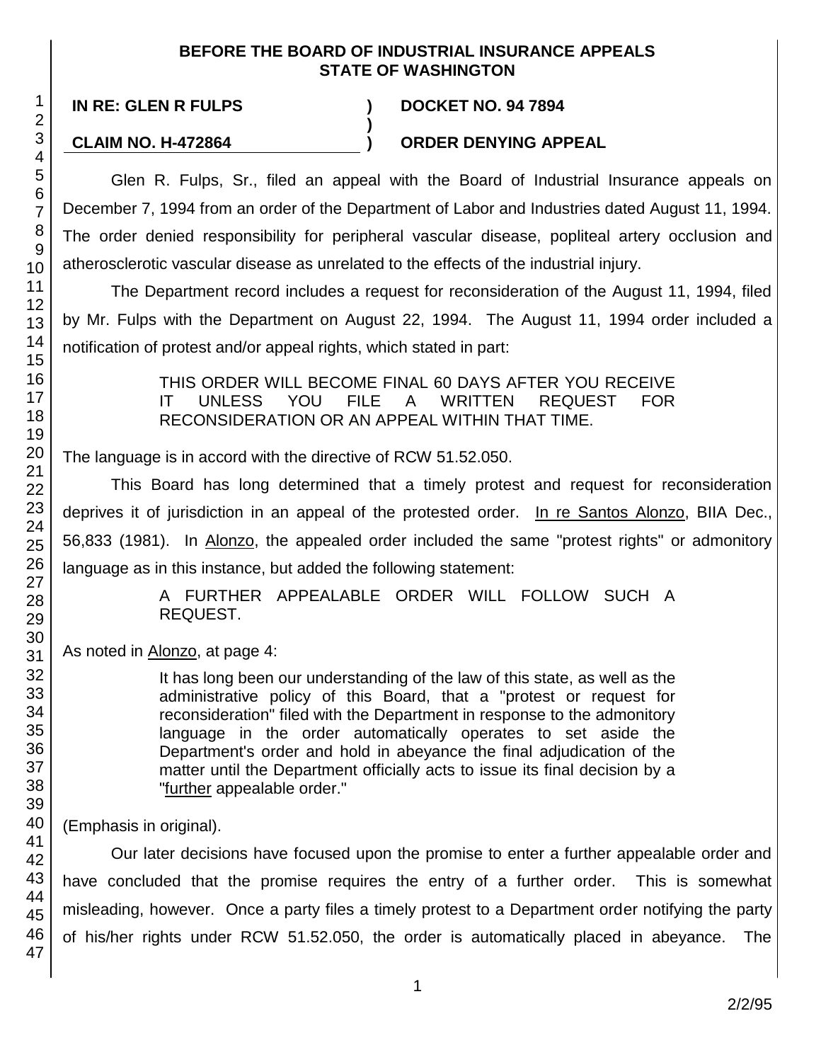**BEFORE THE BOARD OF INDUSTRIAL INSURANCE APPEALS**
**STATE OF WASHINGTON**

| | | |
|---|---|---|
| **IN RE: GLEN R FULPS** | **)** | **DOCKET NO. 94 7894** |
| | **)** | |
| **CLAIM NO. H-472864** | **)** | **ORDER DENYING APPEAL** |

Glen R. Fulps, Sr., filed an appeal with the Board of Industrial Insurance appeals on December 7, 1994 from an order of the Department of Labor and Industries dated August 11, 1994. The order denied responsibility for peripheral vascular disease, popliteal artery occlusion and atherosclerotic vascular disease as unrelated to the effects of the industrial injury.

The Department record includes a request for reconsideration of the August 11, 1994, filed by Mr. Fulps with the Department on August 22, 1994. The August 11, 1994 order included a notification of protest and/or appeal rights, which stated in part:

> THIS ORDER WILL BECOME FINAL 60 DAYS AFTER YOU RECEIVE IT UNLESS YOU FILE A WRITTEN REQUEST FOR RECONSIDERATION OR AN APPEAL WITHIN THAT TIME.

The language is in accord with the directive of RCW 51.52.050.

This Board has long determined that a timely protest and request for reconsideration deprives it of jurisdiction in an appeal of the protested order. In re Santos Alonzo, BIIA Dec., 56,833 (1981). In Alonzo, the appealed order included the same "protest rights" or admonitory language as in this instance, but added the following statement:

> A FURTHER APPEALABLE ORDER WILL FOLLOW SUCH A REQUEST.

As noted in Alonzo, at page 4:

> It has long been our understanding of the law of this state, as well as the administrative policy of this Board, that a "protest or request for reconsideration" filed with the Department in response to the admonitory language in the order automatically operates to set aside the Department's order and hold in abeyance the final adjudication of the matter until the Department officially acts to issue its final decision by a "further appealable order."

(Emphasis in original).

Our later decisions have focused upon the promise to enter a further appealable order and have concluded that the promise requires the entry of a further order. This is somewhat misleading, however. Once a party files a timely protest to a Department order notifying the party of his/her rights under RCW 51.52.050, the order is automatically placed in abeyance. The

2/2/95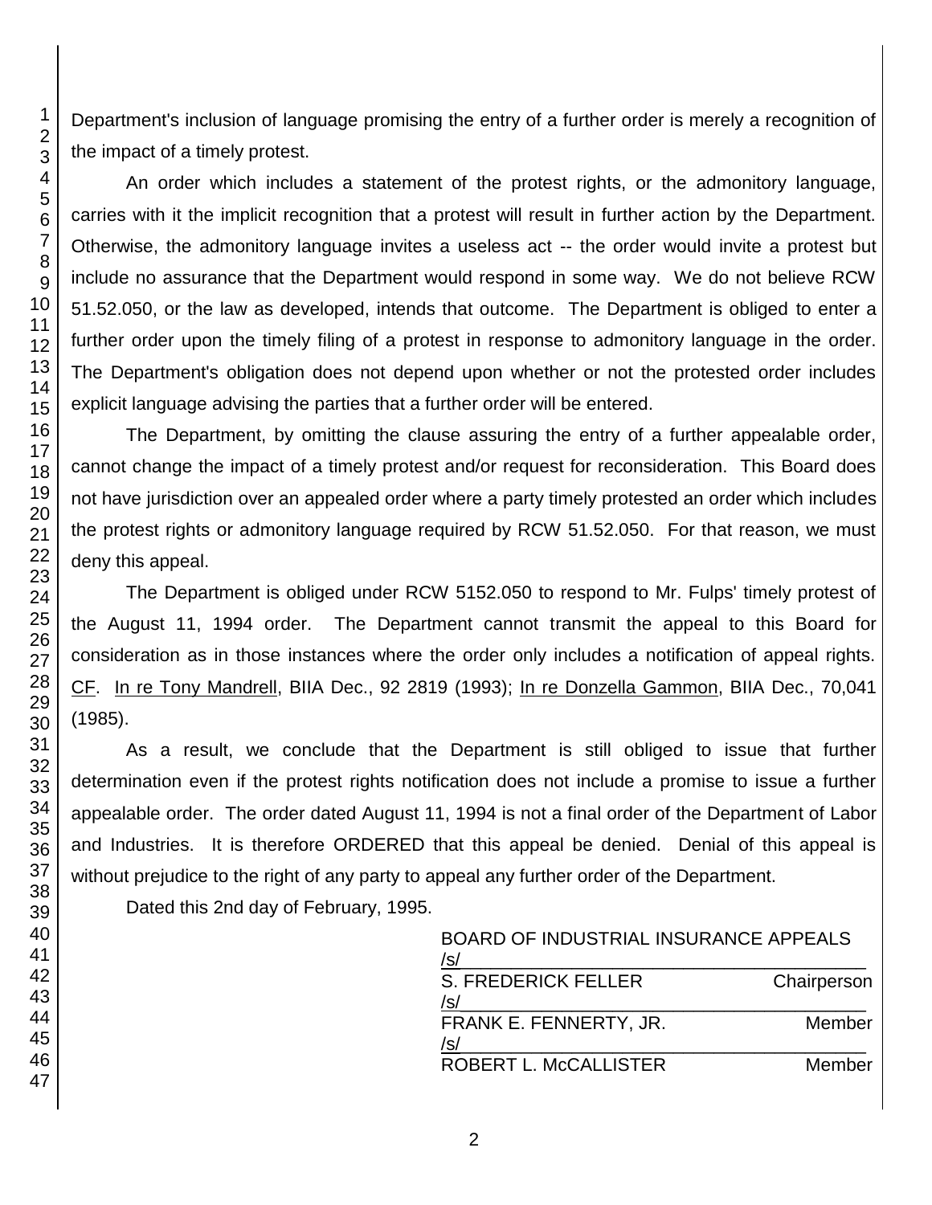Department's inclusion of language promising the entry of a further order is merely a recognition of the impact of a timely protest.

An order which includes a statement of the protest rights, or the admonitory language, carries with it the implicit recognition that a protest will result in further action by the Department. Otherwise, the admonitory language invites a useless act -- the order would invite a protest but include no assurance that the Department would respond in some way. We do not believe RCW 51.52.050, or the law as developed, intends that outcome. The Department is obliged to enter a further order upon the timely filing of a protest in response to admonitory language in the order. The Department's obligation does not depend upon whether or not the protested order includes explicit language advising the parties that a further order will be entered.

The Department, by omitting the clause assuring the entry of a further appealable order, cannot change the impact of a timely protest and/or request for reconsideration. This Board does not have jurisdiction over an appealed order where a party timely protested an order which includes the protest rights or admonitory language required by RCW 51.52.050. For that reason, we must deny this appeal.

The Department is obliged under RCW 5152.050 to respond to Mr. Fulps' timely protest of the August 11, 1994 order. The Department cannot transmit the appeal to this Board for consideration as in those instances where the order only includes a notification of appeal rights. CF. In re Tony Mandrell, BIIA Dec., 92 2819 (1993); In re Donzella Gammon, BIIA Dec., 70,041 (1985).

As a result, we conclude that the Department is still obliged to issue that further determination even if the protest rights notification does not include a promise to issue a further appealable order. The order dated August 11, 1994 is not a final order of the Department of Labor and Industries. It is therefore ORDERED that this appeal be denied. Denial of this appeal is without prejudice to the right of any party to appeal any further order of the Department.

Dated this 2nd day of February, 1995.

BOARD OF INDUSTRIAL INSURANCE APPEALS

/s/
S. FREDERICK FELLER — Chairperson

/s/
FRANK E. FENNERTY, JR. — Member

/s/
ROBERT L. McCALLISTER — Member